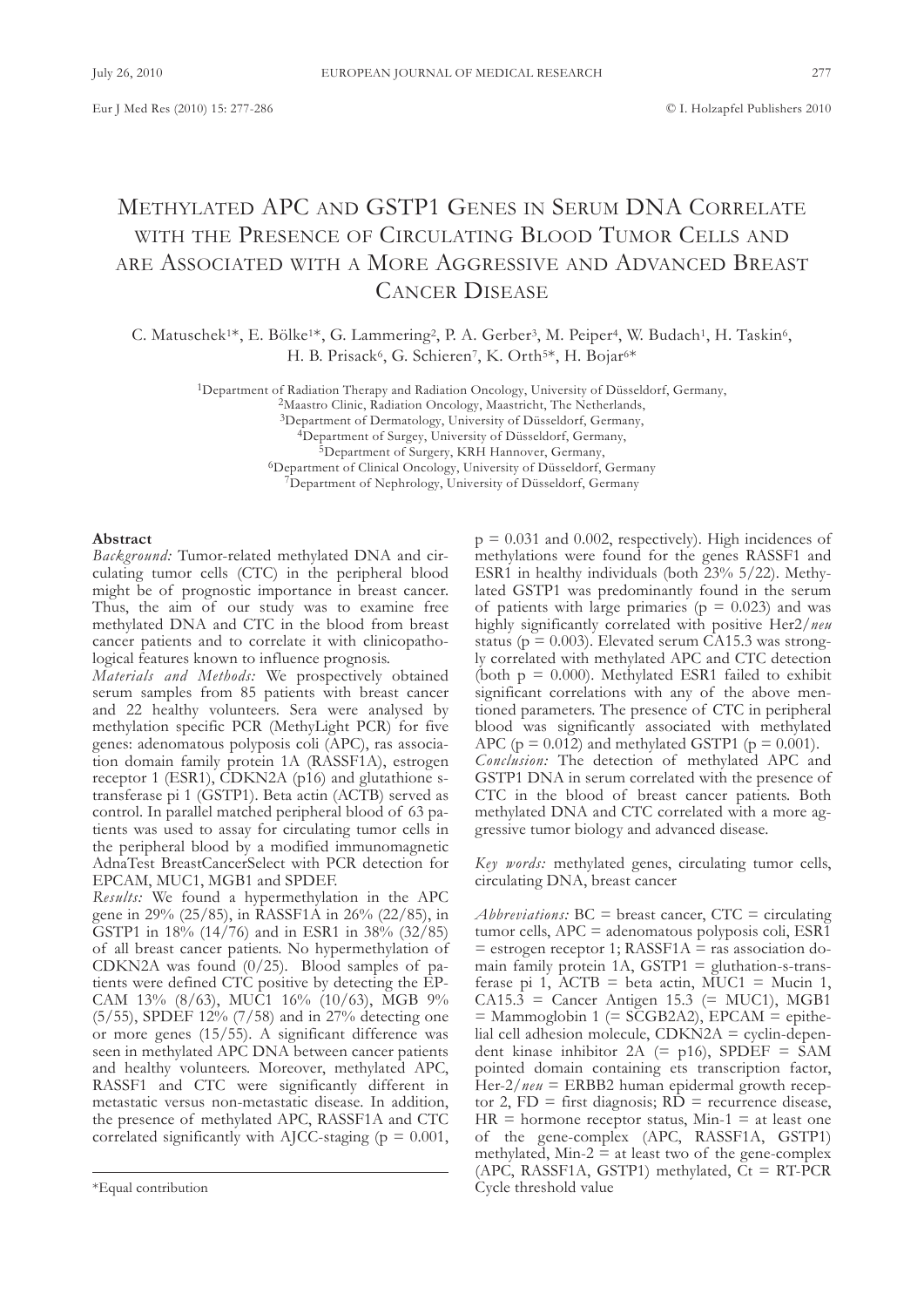# Methylated APC and GSTP1 Genes in Serum DNA Correlate with the Presence of Circulating Blood Tumor Cells and are Associated with a More Aggressive and Advanced Breast Cancer Disease

C. Matuschek[1]*, E. Bölke[1]*, G. Lammering[2], P. A. Gerber[3], M. Peiper[4], W. Budach[1], H. Taskin[6], H. B. Prisack[6], G. Schieren[7], K. Orth[5]*, H. Bojar[6]*

[1]Department of Radiation Therapy and Radiation Oncology, University of Düsseldorf, Germany,
[2]Maastro Clinic, Radiation Oncology, Maastricht, The Netherlands,
[3]Department of Dermatology, University of Düsseldorf, Germany,
[4]Department of Surgey, University of Düsseldorf, Germany,
[5]Department of Surgery, KRH Hannover, Germany,
[6]Department of Clinical Oncology, University of Düsseldorf, Germany
[7]Department of Nephrology, University of Düsseldorf, Germany

## Abstract

*Background:* Tumor-related methylated DNA and circulating tumor cells (CTC) in the peripheral blood might be of prognostic importance in breast cancer. Thus, the aim of our study was to examine free methylated DNA and CTC in the blood from breast cancer patients and to correlate it with clinicopathological features known to influence prognosis.

*Materials and Methods:* We prospectively obtained serum samples from 85 patients with breast cancer and 22 healthy volunteers. Sera were analysed by methylation specific PCR (MethyLight PCR) for five genes: adenomatous polyposis coli (APC), ras association domain family protein 1A (RASSF1A), estrogen receptor 1 (ESR1), CDKN2A (p16) and glutathione s-transferase pi 1 (GSTP1). Beta actin (ACTB) served as control. In parallel matched peripheral blood of 63 patients was used to assay for circulating tumor cells in the peripheral blood by a modified immunomagnetic AdnaTest BreastCancerSelect with PCR detection for EPCAM, MUC1, MGB1 and SPDEF.

*Results:* We found a hypermethylation in the APC gene in 29% (25/85), in RASSF1A in 26% (22/85), in GSTP1 in 18% (14/76) and in ESR1 in 38% (32/85) of all breast cancer patients. No hypermethylation of CDKN2A was found (0/25). Blood samples of patients were defined CTC positive by detecting the EPCAM 13% (8/63), MUC1 16% (10/63), MGB 9% (5/55), SPDEF 12% (7/58) and in 27% detecting one or more genes (15/55). A significant difference was seen in methylated APC DNA between cancer patients and healthy volunteers. Moreover, methylated APC, RASSF1 and CTC were significantly different in metastatic versus non-metastatic disease. In addition, the presence of methylated APC, RASSF1A and CTC correlated significantly with AJCC-staging ($p = 0.001$, $p = 0.031$ and $0.002$, respectively). High incidences of methylations were found for the genes RASSF1 and ESR1 in healthy individuals (both 23% 5/22). Methylated GSTP1 was predominantly found in the serum of patients with large primaries ($p = 0.023$) and was highly significantly correlated with positive Her2/*neu* status ($p = 0.003$). Elevated serum CA15.3 was strongly correlated with methylated APC and CTC detection (both $p = 0.000$). Methylated ESR1 failed to exhibit significant correlations with any of the above mentioned parameters. The presence of CTC in peripheral blood was significantly associated with methylated APC ($p = 0.012$) and methylated GSTP1 ($p = 0.001$).

*Conclusion:* The detection of methylated APC and GSTP1 DNA in serum correlated with the presence of CTC in the blood of breast cancer patients. Both methylated DNA and CTC correlated with a more aggressive tumor biology and advanced disease.

*Key words:* methylated genes, circulating tumor cells, circulating DNA, breast cancer

*Abbreviations:* BC = breast cancer, CTC = circulating tumor cells, APC = adenomatous polyposis coli, ESR1 = estrogen receptor 1; RASSF1A = ras association domain family protein 1A, GSTP1 = gluthation-s-transferase pi 1, ACTB = beta actin, MUC1 = Mucin 1, CA15.3 = Cancer Antigen 15.3 (= MUC1), MGB1 = Mammoglobin 1 (= SCGB2A2), EPCAM = epithelial cell adhesion molecule, CDKN2A = cyclin-dependent kinase inhibitor 2A (= p16), SPDEF = SAM pointed domain containing ets transcription factor, Her-2/*neu* = ERBB2 human epidermal growth receptor 2, FD = first diagnosis; RD = recurrence disease, HR = hormone receptor status, Min-1 = at least one of the gene-complex (APC, RASSF1A, GSTP1) methylated, Min-2 = at least two of the gene-complex (APC, RASSF1A, GSTP1) methylated, Ct = RT-PCR Cycle threshold value

*Equal contribution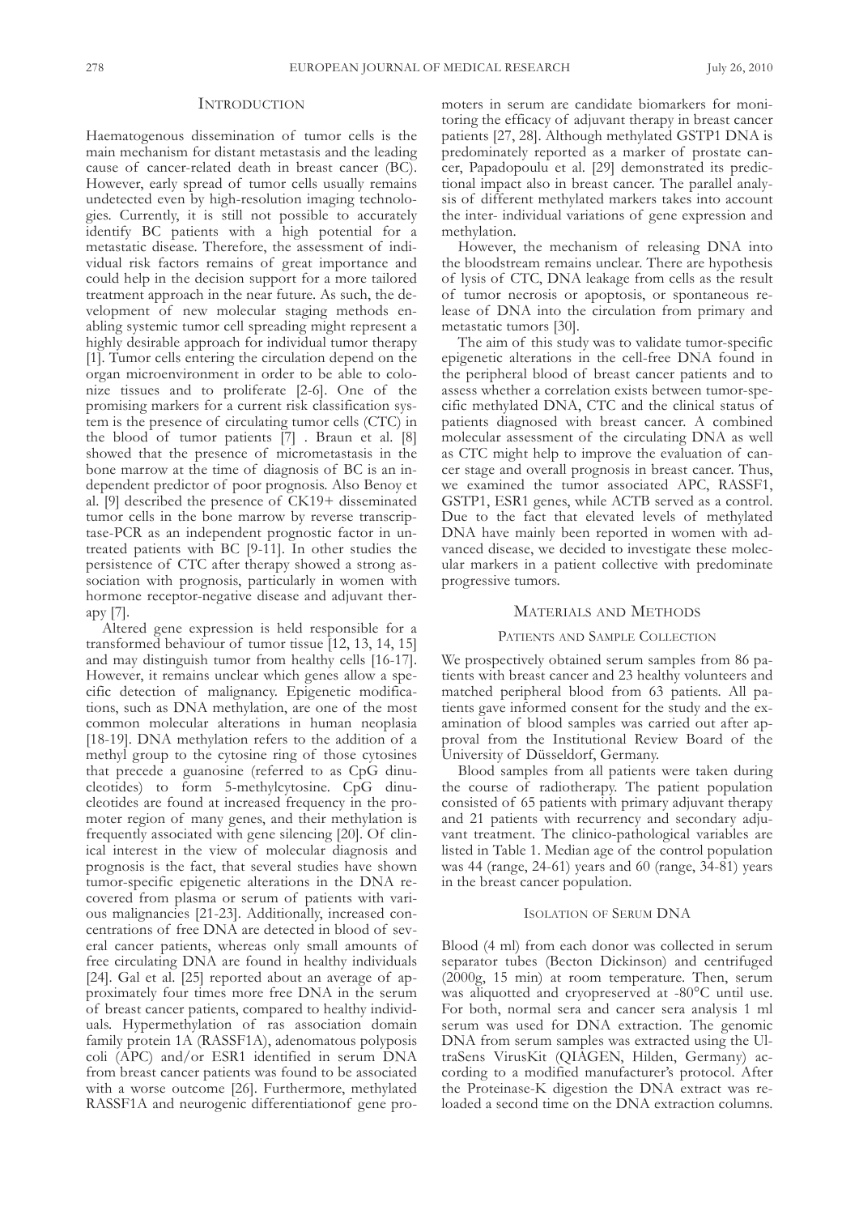## Introduction

Haematogenous dissemination of tumor cells is the main mechanism for distant metastasis and the leading cause of cancer-related death in breast cancer (BC). However, early spread of tumor cells usually remains undetected even by high-resolution imaging technologies. Currently, it is still not possible to accurately identify BC patients with a high potential for a metastatic disease. Therefore, the assessment of individual risk factors remains of great importance and could help in the decision support for a more tailored treatment approach in the near future. As such, the development of new molecular staging methods enabling systemic tumor cell spreading might represent a highly desirable approach for individual tumor therapy [1]. Tumor cells entering the circulation depend on the organ microenvironment in order to be able to colonize tissues and to proliferate [2-6]. One of the promising markers for a current risk classification system is the presence of circulating tumor cells (CTC) in the blood of tumor patients [7] . Braun et al. [8] showed that the presence of micrometastasis in the bone marrow at the time of diagnosis of BC is an independent predictor of poor prognosis. Also Benoy et al. [9] described the presence of CK19+ disseminated tumor cells in the bone marrow by reverse transcriptase-PCR as an independent prognostic factor in untreated patients with BC [9-11]. In other studies the persistence of CTC after therapy showed a strong association with prognosis, particularly in women with hormone receptor-negative disease and adjuvant therapy [7].

Altered gene expression is held responsible for a transformed behaviour of tumor tissue [12, 13, 14, 15] and may distinguish tumor from healthy cells [16-17]. However, it remains unclear which genes allow a specific detection of malignancy. Epigenetic modifications, such as DNA methylation, are one of the most common molecular alterations in human neoplasia [18-19]. DNA methylation refers to the addition of a methyl group to the cytosine ring of those cytosines that precede a guanosine (referred to as CpG dinucleotides) to form 5-methylcytosine. CpG dinucleotides are found at increased frequency in the promoter region of many genes, and their methylation is frequently associated with gene silencing [20]. Of clinical interest in the view of molecular diagnosis and prognosis is the fact, that several studies have shown tumor-specific epigenetic alterations in the DNA recovered from plasma or serum of patients with various malignancies [21-23]. Additionally, increased concentrations of free DNA are detected in blood of several cancer patients, whereas only small amounts of free circulating DNA are found in healthy individuals [24]. Gal et al. [25] reported about an average of approximately four times more free DNA in the serum of breast cancer patients, compared to healthy individuals. Hypermethylation of ras association domain family protein 1A (RASSF1A), adenomatous polyposis coli (APC) and/or ESR1 identified in serum DNA from breast cancer patients was found to be associated with a worse outcome [26]. Furthermore, methylated RASSF1A and neurogenic differentiationof gene promoters in serum are candidate biomarkers for monitoring the efficacy of adjuvant therapy in breast cancer patients [27, 28]. Although methylated GSTP1 DNA is predominately reported as a marker of prostate cancer, Papadopoulu et al. [29] demonstrated its predictional impact also in breast cancer. The parallel analysis of different methylated markers takes into account the inter- individual variations of gene expression and methylation.

However, the mechanism of releasing DNA into the bloodstream remains unclear. There are hypothesis of lysis of CTC, DNA leakage from cells as the result of tumor necrosis or apoptosis, or spontaneous release of DNA into the circulation from primary and metastatic tumors [30].

The aim of this study was to validate tumor-specific epigenetic alterations in the cell-free DNA found in the peripheral blood of breast cancer patients and to assess whether a correlation exists between tumor-specific methylated DNA, CTC and the clinical status of patients diagnosed with breast cancer. A combined molecular assessment of the circulating DNA as well as CTC might help to improve the evaluation of cancer stage and overall prognosis in breast cancer. Thus, we examined the tumor associated APC, RASSF1, GSTP1, ESR1 genes, while ACTB served as a control. Due to the fact that elevated levels of methylated DNA have mainly been reported in women with advanced disease, we decided to investigate these molecular markers in a patient collective with predominate progressive tumors.

## Materials and Methods

### Patients and Sample Collection

We prospectively obtained serum samples from 86 patients with breast cancer and 23 healthy volunteers and matched peripheral blood from 63 patients. All patients gave informed consent for the study and the examination of blood samples was carried out after approval from the Institutional Review Board of the University of Düsseldorf, Germany.

Blood samples from all patients were taken during the course of radiotherapy. The patient population consisted of 65 patients with primary adjuvant therapy and 21 patients with recurrency and secondary adjuvant treatment. The clinico-pathological variables are listed in Table 1. Median age of the control population was 44 (range, 24-61) years and 60 (range, 34-81) years in the breast cancer population.

### Isolation of Serum DNA

Blood (4 ml) from each donor was collected in serum separator tubes (Becton Dickinson) and centrifuged (2000g, 15 min) at room temperature. Then, serum was aliquotted and cryopreserved at -80°C until use. For both, normal sera and cancer sera analysis 1 ml serum was used for DNA extraction. The genomic DNA from serum samples was extracted using the UltraSens VirusKit (QIAGEN, Hilden, Germany) according to a modified manufacturer's protocol. After the Proteinase-K digestion the DNA extract was reloaded a second time on the DNA extraction columns.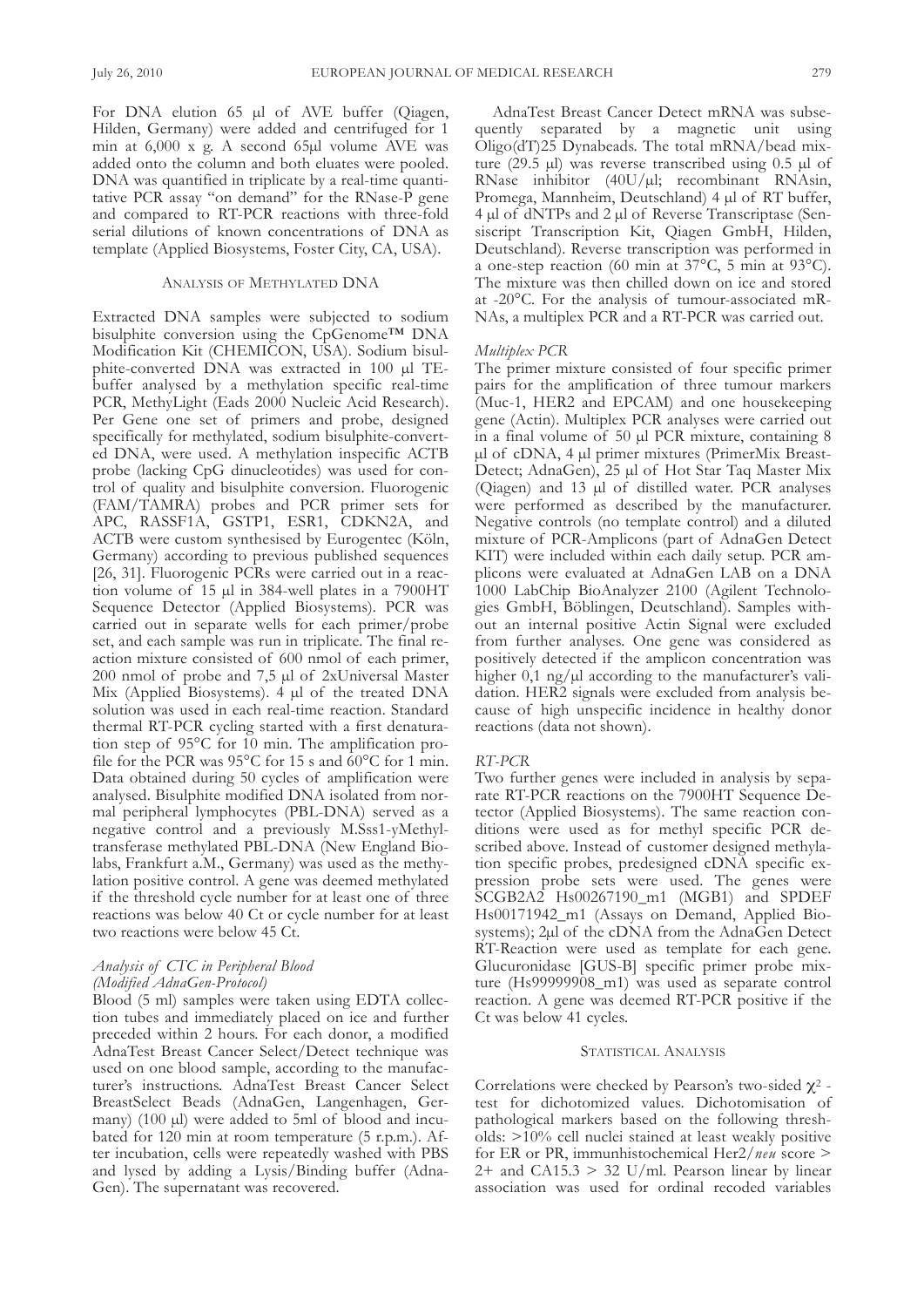For DNA elution 65 µl of AVE buffer (Qiagen, Hilden, Germany) were added and centrifuged for 1 min at 6,000 x g. A second 65µl volume AVE was added onto the column and both eluates were pooled. DNA was quantified in triplicate by a real-time quantitative PCR assay "on demand" for the RNase-P gene and compared to RT-PCR reactions with three-fold serial dilutions of known concentrations of DNA as template (Applied Biosystems, Foster City, CA, USA).

## Analysis of Methylated DNA

Extracted DNA samples were subjected to sodium bisulphite conversion using the CpGenome™ DNA Modification Kit (CHEMICON, USA). Sodium bisulphite-converted DNA was extracted in 100 µl TE-buffer analysed by a methylation specific real-time PCR, MethyLight (Eads 2000 Nucleic Acid Research). Per Gene one set of primers and probe, designed specifically for methylated, sodium bisulphite-converted DNA, were used. A methylation inspecific ACTB probe (lacking CpG dinucleotides) was used for control of quality and bisulphite conversion. Fluorogenic (FAM/TAMRA) probes and PCR primer sets for APC, RASSF1A, GSTP1, ESR1, CDKN2A, and ACTB were custom synthesised by Eurogentec (Köln, Germany) according to previous published sequences [26, 31]. Fluorogenic PCRs were carried out in a reaction volume of 15 µl in 384-well plates in a 7900HT Sequence Detector (Applied Biosystems). PCR was carried out in separate wells for each primer/probe set, and each sample was run in triplicate. The final reaction mixture consisted of 600 nmol of each primer, 200 nmol of probe and 7,5 µl of 2xUniversal Master Mix (Applied Biosystems). 4 µl of the treated DNA solution was used in each real-time reaction. Standard thermal RT-PCR cycling started with a first denaturation step of 95°C for 10 min. The amplification profile for the PCR was 95°C for 15 s and 60°C for 1 min. Data obtained during 50 cycles of amplification were analysed. Bisulphite modified DNA isolated from normal peripheral lymphocytes (PBL-DNA) served as a negative control and a previously M.Sss1-yMethyltransferase methylated PBL-DNA (New England Biolabs, Frankfurt a.M., Germany) was used as the methylation positive control. A gene was deemed methylated if the threshold cycle number for at least one of three reactions was below 40 Ct or cycle number for at least two reactions were below 45 Ct.

### *Analysis of CTC in Peripheral Blood (Modified AdnaGen-Protocol)*

Blood (5 ml) samples were taken using EDTA collection tubes and immediately placed on ice and further preceded within 2 hours. For each donor, a modified AdnaTest Breast Cancer Select/Detect technique was used on one blood sample, according to the manufacturer's instructions. AdnaTest Breast Cancer Select BreastSelect Beads (AdnaGen, Langenhagen, Germany) (100 µl) were added to 5ml of blood and incubated for 120 min at room temperature (5 r.p.m.). After incubation, cells were repeatedly washed with PBS and lysed by adding a Lysis/Binding buffer (AdnaGen). The supernatant was recovered.

AdnaTest Breast Cancer Detect mRNA was subsequently separated by a magnetic unit using Oligo(dT)25 Dynabeads. The total mRNA/bead mixture (29.5 µl) was reverse transcribed using 0.5 µl of RNase inhibitor (40U/µl; recombinant RNAsin, Promega, Mannheim, Deutschland) 4 µl of RT buffer, 4 µl of dNTPs and 2 µl of Reverse Transcriptase (Sensiscript Transcription Kit, Qiagen GmbH, Hilden, Deutschland). Reverse transcription was performed in a one-step reaction (60 min at 37°C, 5 min at 93°C). The mixture was then chilled down on ice and stored at -20°C. For the analysis of tumour-associated mRNAs, a multiplex PCR and a RT-PCR was carried out.

### *Multiplex PCR*

The primer mixture consisted of four specific primer pairs for the amplification of three tumour markers (Muc-1, HER2 and EPCAM) and one housekeeping gene (Actin). Multiplex PCR analyses were carried out in a final volume of 50 µl PCR mixture, containing 8 µl of cDNA, 4 µl primer mixtures (PrimerMix Breast-Detect; AdnaGen), 25 µl of Hot Star Taq Master Mix (Qiagen) and 13 µl of distilled water. PCR analyses were performed as described by the manufacturer. Negative controls (no template control) and a diluted mixture of PCR-Amplicons (part of AdnaGen Detect KIT) were included within each daily setup. PCR amplicons were evaluated at AdnaGen LAB on a DNA 1000 LabChip BioAnalyzer 2100 (Agilent Technologies GmbH, Böblingen, Deutschland). Samples without an internal positive Actin Signal were excluded from further analyses. One gene was considered as positively detected if the amplicon concentration was higher 0,1 ng/µl according to the manufacturer's validation. HER2 signals were excluded from analysis because of high unspecific incidence in healthy donor reactions (data not shown).

### *RT-PCR*

Two further genes were included in analysis by separate RT-PCR reactions on the 7900HT Sequence Detector (Applied Biosystems). The same reaction conditions were used as for methyl specific PCR described above. Instead of customer designed methylation specific probes, predesigned cDNA specific expression probe sets were used. The genes were SCGB2A2 Hs00267190_m1 (MGB1) and SPDEF Hs00171942_m1 (Assays on Demand, Applied Biosystems); 2µl of the cDNA from the AdnaGen Detect RT-Reaction were used as template for each gene. Glucuronidase [GUS-B] specific primer probe mixture (Hs99999908_m1) was used as separate control reaction. A gene was deemed RT-PCR positive if the Ct was below 41 cycles.

## Statistical Analysis

Correlations were checked by Pearson's two-sided $\chi^2$ -test for dichotomized values. Dichotomisation of pathological markers based on the following thresholds: >10% cell nuclei stained at least weakly positive for ER or PR, immunhistochemical Her2/*neu* score > 2+ and CA15.3 > 32 U/ml. Pearson linear by linear association was used for ordinal recoded variables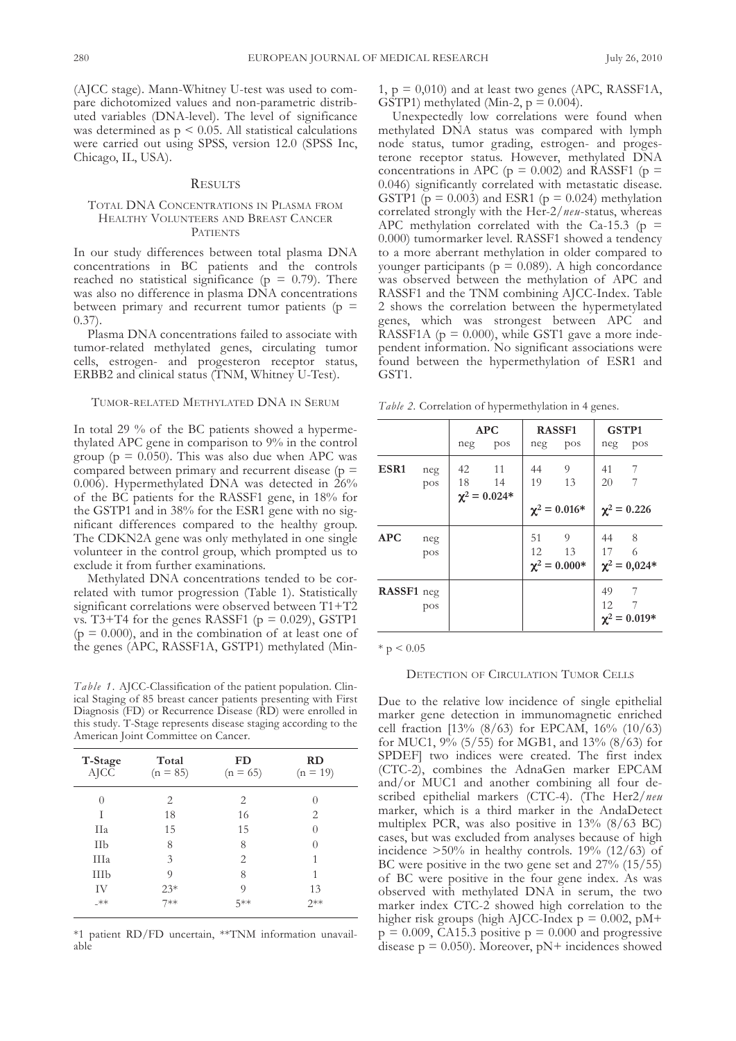(AJCC stage). Mann-Whitney U-test was used to compare dichotomized values and non-parametric distributed variables (DNA-level). The level of significance was determined as $p < 0.05$. All statistical calculations were carried out using SPSS, version 12.0 (SPSS Inc, Chicago, IL, USA).

## Results

### Total DNA Concentrations in Plasma from Healthy Volunteers and Breast Cancer Patients

In our study differences between total plasma DNA concentrations in BC patients and the controls reached no statistical significance ($p = 0.79$). There was also no difference in plasma DNA concentrations between primary and recurrent tumor patients ($p = 0.37$).

Plasma DNA concentrations failed to associate with tumor-related methylated genes, circulating tumor cells, estrogen- and progesteron receptor status, ERBB2 and clinical status (TNM, Whitney U-Test).

### Tumor-related Methylated DNA in Serum

In total 29 % of the BC patients showed a hypermethylated APC gene in comparison to 9% in the control group ($p = 0.050$). This was also due when APC was compared between primary and recurrent disease ($p = 0.006$). Hypermethylated DNA was detected in 26% of the BC patients for the RASSF1 gene, in 18% for the GSTP1 and in 38% for the ESR1 gene with no significant differences compared to the healthy group. The CDKN2A gene was only methylated in one single volunteer in the control group, which prompted us to exclude it from further examinations.

Methylated DNA concentrations tended to be correlated with tumor progression (Table 1). Statistically significant correlations were observed between T1+T2 vs. T3+T4 for the genes RASSF1 ($p = 0.029$), GSTP1 ($p = 0.000$), and in the combination of at least one of the genes (APC, RASSF1A, GSTP1) methylated (Min-1, $p = 0{,}010$) and at least two genes (APC, RASSF1A, GSTP1) methylated (Min-2, $p = 0.004$).

*Table 1.* AJCC-Classification of the patient population. Clinical Staging of 85 breast cancer patients presenting with First Diagnosis (FD) or Recurrence Disease (RD) were enrolled in this study. T-Stage represents disease staging according to the American Joint Committee on Cancer.

| T-Stage AJCC | Total (n = 85) | FD (n = 65) | RD (n = 19) |
|---|---|---|---|
| 0 | 2 | 2 | 0 |
| I | 18 | 16 | 2 |
| IIa | 15 | 15 | 0 |
| IIb | 8 | 8 | 0 |
| IIIa | 3 | 2 | 1 |
| IIIb | 9 | 8 | 1 |
| IV | 23* | 9 | 13 |
| -** | 7** | 5** | 2** |

*1 patient RD/FD uncertain, **TNM information unavailable

Unexpectedly low correlations were found when methylated DNA status was compared with lymph node status, tumor grading, estrogen- and progesterone receptor status. However, methylated DNA concentrations in APC ($p = 0.002$) and RASSF1 ($p = 0.046$) significantly correlated with metastatic disease. GSTP1 ($p = 0.003$) and ESR1 ($p = 0.024$) methylation correlated strongly with the Her-2/*neu*-status, whereas APC methylation correlated with the Ca-15.3 ($p = 0.000$) tumormarker level. RASSF1 showed a tendency to a more aberrant methylation in older compared to younger participants ($p = 0.089$). A high concordance was observed between the methylation of APC and RASSF1 and the TNM combining AJCC-Index. Table 2 shows the correlation between the hypermetylated genes, which was strongest between APC and RASSF1A ($p = 0.000$), while GST1 gave a more independent information. No significant associations were found between the hypermethylation of ESR1 and GST1.

*Table 2.* Correlation of hypermethylation in 4 genes.

| | | APC | | RASSF1 | | GSTP1 | |
|---|---|---|---|---|---|---|---|
| | | neg | pos | neg | pos | neg | pos |
| **ESR1** | neg | 42 | 11 | 44 | 9 | 41 | 7 |
| | pos | 18 | 14 | 19 | 13 | 20 | 7 |
| | | $\chi^2 = 0.024$* | | $\chi^2 = 0.016$* | | $\chi^2 = 0.226$ | |
| **APC** | neg | | | 51 | 9 | 44 | 8 |
| | pos | | | 12 | 13 | 17 | 6 |
| | | | | $\chi^2 = 0.000$* | | $\chi^2 = 0{,}024$* | |
| **RASSF1** | neg | | | | | 49 | 7 |
| | pos | | | | | 12 | 7 |
| | | | | | | $\chi^2 = 0.019$* | |

* $p < 0.05$

### Detection of Circulation Tumor Cells

Due to the relative low incidence of single epithelial marker gene detection in immunomagnetic enriched cell fraction [13% (8/63) for EPCAM, 16% (10/63) for MUC1, 9% (5/55) for MGB1, and 13% (8/63) for SPDEF] two indices were created. The first index (CTC-2), combines the AdnaGen marker EPCAM and/or MUC1 and another combining all four described epithelial markers (CTC-4). (The Her2/*neu* marker, which is a third marker in the AndaDetect multiplex PCR, was also positive in 13% (8/63 BC) cases, but was excluded from analyses because of high incidence >50% in healthy controls. 19% (12/63) of BC were positive in the two gene set and 27% (15/55) of BC were positive in the four gene index. As was observed with methylated DNA in serum, the two marker index CTC-2 showed high correlation to the higher risk groups (high AJCC-Index $p = 0.002$, pM+ $p = 0.009$, CA15.3 positive $p = 0.000$ and progressive disease $p = 0.050$). Moreover, pN+ incidences showed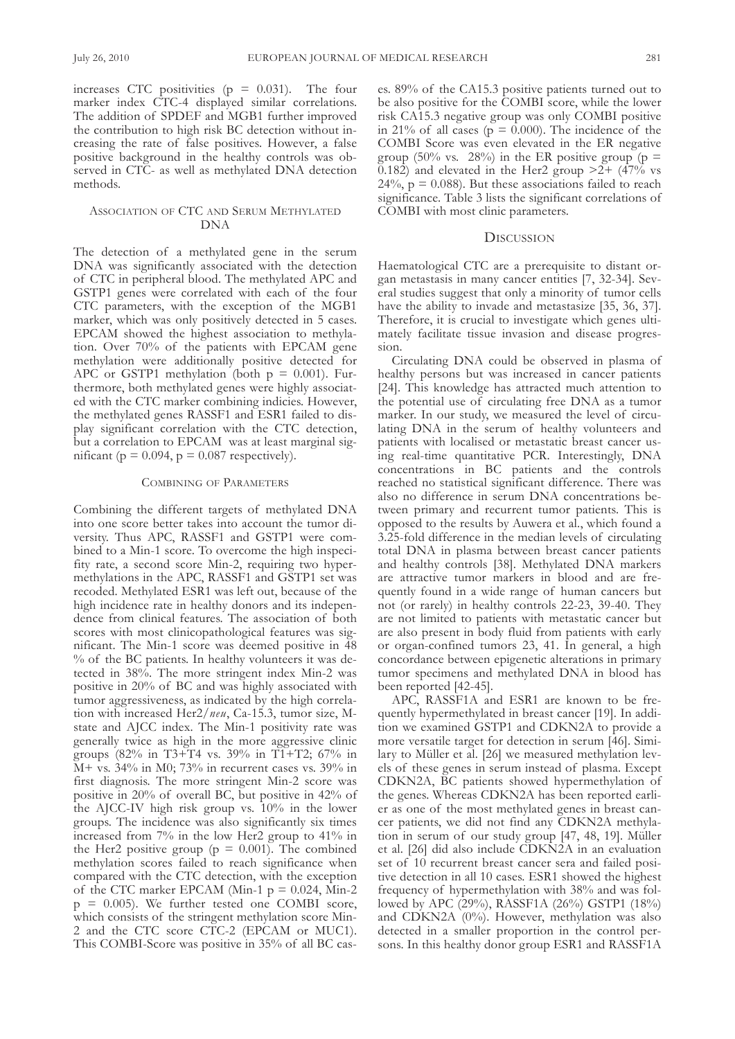increases CTC positivities ($p = 0.031$). The four marker index CTC-4 displayed similar correlations. The addition of SPDEF and MGB1 further improved the contribution to high risk BC detection without increasing the rate of false positives. However, a false positive background in the healthy controls was observed in CTC- as well as methylated DNA detection methods.

## Association of CTC and Serum Methylated DNA

The detection of a methylated gene in the serum DNA was significantly associated with the detection of CTC in peripheral blood. The methylated APC and GSTP1 genes were correlated with each of the four CTC parameters, with the exception of the MGB1 marker, which was only positively detected in 5 cases. EPCAM showed the highest association to methylation. Over 70% of the patients with EPCAM gene methylation were additionally positive detected for APC or GSTP1 methylation (both $p = 0.001$). Furthermore, both methylated genes were highly associated with the CTC marker combining indicies. However, the methylated genes RASSF1 and ESR1 failed to display significant correlation with the CTC detection, but a correlation to EPCAM was at least marginal significant ($p = 0.094$, $p = 0.087$ respectively).

## Combining of Parameters

Combining the different targets of methylated DNA into one score better takes into account the tumor diversity. Thus APC, RASSF1 and GSTP1 were combined to a Min-1 score. To overcome the high inspecifity rate, a second score Min-2, requiring two hypermethylations in the APC, RASSF1 and GSTP1 set was recoded. Methylated ESR1 was left out, because of the high incidence rate in healthy donors and its independence from clinical features. The association of both scores with most clinicopathological features was significant. The Min-1 score was deemed positive in 48 % of the BC patients. In healthy volunteers it was detected in 38%. The more stringent index Min-2 was positive in 20% of BC and was highly associated with tumor aggressiveness, as indicated by the high correlation with increased Her2/*neu*, Ca-15.3, tumor size, M-state and AJCC index. The Min-1 positivity rate was generally twice as high in the more aggressive clinic groups (82% in T3+T4 vs. 39% in T1+T2; 67% in M+ vs. 34% in M0; 73% in recurrent cases vs. 39% in first diagnosis. The more stringent Min-2 score was positive in 20% of overall BC, but positive in 42% of the AJCC-IV high risk group vs. 10% in the lower groups. The incidence was also significantly six times increased from 7% in the low Her2 group to 41% in the Her2 positive group ($p = 0.001$). The combined methylation scores failed to reach significance when compared with the CTC detection, with the exception of the CTC marker EPCAM (Min-1 $p = 0.024$, Min-2 $p = 0.005$). We further tested one COMBI score, which consists of the stringent methylation score Min-2 and the CTC score CTC-2 (EPCAM or MUC1). This COMBI-Score was positive in 35% of all BC cases. 89% of the CA15.3 positive patients turned out to be also positive for the COMBI score, while the lower risk CA15.3 negative group was only COMBI positive in 21% of all cases ($p = 0.000$). The incidence of the COMBI Score was even elevated in the ER negative group (50% vs. 28%) in the ER positive group ($p = 0.182$) and elevated in the Her2 group >2+ (47% vs 24%, $p = 0.088$). But these associations failed to reach significance. Table 3 lists the significant correlations of COMBI with most clinic parameters.

## Discussion

Haematological CTC are a prerequisite to distant organ metastasis in many cancer entities [7, 32-34]. Several studies suggest that only a minority of tumor cells have the ability to invade and metastasize [35, 36, 37]. Therefore, it is crucial to investigate which genes ultimately facilitate tissue invasion and disease progression.

Circulating DNA could be observed in plasma of healthy persons but was increased in cancer patients [24]. This knowledge has attracted much attention to the potential use of circulating free DNA as a tumor marker. In our study, we measured the level of circulating DNA in the serum of healthy volunteers and patients with localised or metastatic breast cancer using real-time quantitative PCR. Interestingly, DNA concentrations in BC patients and the controls reached no statistical significant difference. There was also no difference in serum DNA concentrations between primary and recurrent tumor patients. This is opposed to the results by Auwera et al., which found a 3.25-fold difference in the median levels of circulating total DNA in plasma between breast cancer patients and healthy controls [38]. Methylated DNA markers are attractive tumor markers in blood and are frequently found in a wide range of human cancers but not (or rarely) in healthy controls 22-23, 39-40. They are not limited to patients with metastatic cancer but are also present in body fluid from patients with early or organ-confined tumors 23, 41. In general, a high concordance between epigenetic alterations in primary tumor specimens and methylated DNA in blood has been reported [42-45].

APC, RASSF1A and ESR1 are known to be frequently hypermethylated in breast cancer [19]. In addition we examined GSTP1 and CDKN2A to provide a more versatile target for detection in serum [46]. Similary to Müller et al. [26] we measured methylation levels of these genes in serum instead of plasma. Except CDKN2A, BC patients showed hypermethylation of the genes. Whereas CDKN2A has been reported earlier as one of the most methylated genes in breast cancer patients, we did not find any CDKN2A methylation in serum of our study group [47, 48, 19]. Müller et al. [26] did also include CDKN2A in an evaluation set of 10 recurrent breast cancer sera and failed positive detection in all 10 cases. ESR1 showed the highest frequency of hypermethylation with 38% and was followed by APC (29%), RASSF1A (26%) GSTP1 (18%) and CDKN2A (0%). However, methylation was also detected in a smaller proportion in the control persons. In this healthy donor group ESR1 and RASSF1A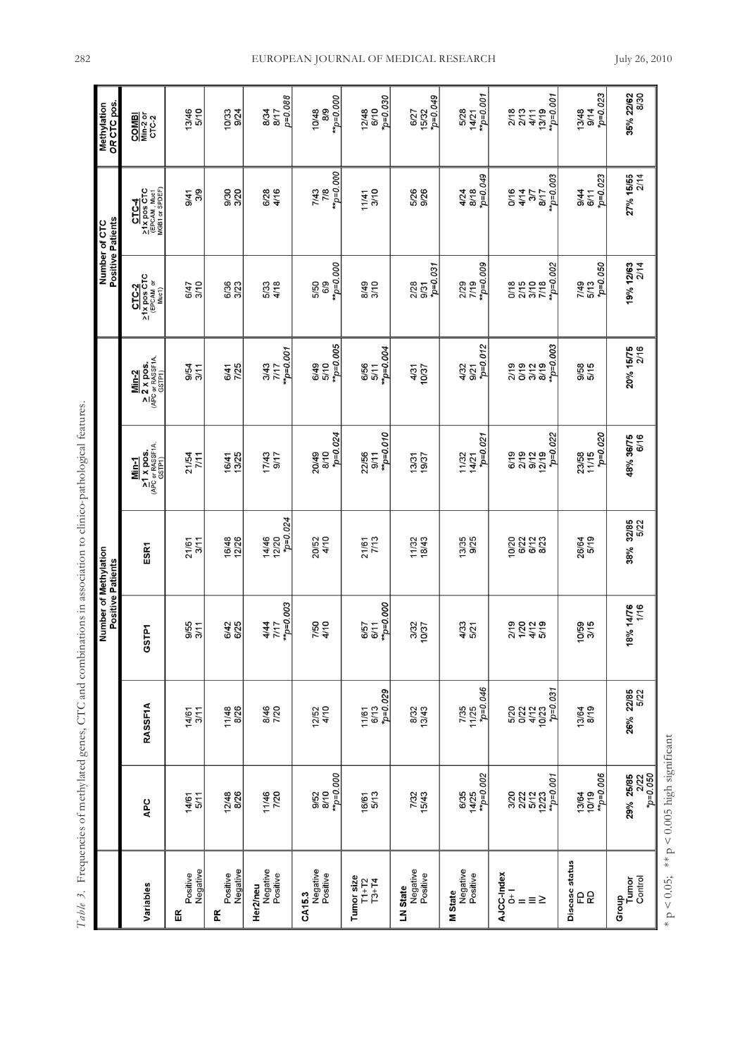*Table 3.* Frequencies of methylated genes, CTC and combinations in association to clinico-pathological features.

| Variables | Number of Methylation Positive Patients | | | | | | Number of CTC Positive Patients | | Methylation OR CTC pos. |
|---|---|---|---|---|---|---|---|---|---|
| | APC | RASSF1A | GSTP1 | ESR1 | Min-1 ≥1 x pos. (APC or RASSF1A, GSTP1) | Min-2 ≥ 2 x pos. (APC or RASSF1A, GSTP1) | CTC-2 ≥1x pos CTC (EPCAM or Muc1) | CTC-4 ≥1x pos CTC (EPCAM, Muc1 MGB1 or SPDEF) | COMBI Min-2 or CTC-2 |
| **ER** | | | | | | | | | |
| Positive | 14/61 | 14/61 | 9/55 | 21/61 | 21/54 | 9/54 | 6/47 | 9/41 | 13/46 |
| Negative | 5/11 | 3/11 | 3/11 | 3/11 | 7/11 | 3/11 | 3/10 | 3/9 | 5/10 |
| **PR** | | | | | | | | | |
| Positive | 12/48 | 11/48 | 6/42 | 16/48 | 16/41 | 6/41 | 6/36 | 9/30 | 10/33 |
| Negative | 8/26 | 8/26 | 6/25 | 12/26 | 13/25 | 7/25 | 3/23 | 3/20 | 9/24 |
| **Her2/neu** | | | | | | | | | |
| Negative | 11/46 | 8/46 | 4/44 | 14/46 | 17/43 | 3/43 | 5/33 | 6/28 | 8/34 |
| Positive | 7/20 | 7/20 | 7/17 | 12/20 | 9/17 | 7/17 | 4/18 | 4/16 | 8/17 |
| | | | **p=0.003 | *p=0.024 | | **p=0.001 | | | p=0.088 |
| **CA15.3** | | | | | | | | | |
| Negative | 9/52 | 12/52 | 7/50 | 20/52 | 20/49 | 6/49 | 5/50 | 7/43 | 10/48 |
| Positive | 8/10 | 4/10 | 4/10 | 4/10 | 8/10 | 5/10 | 6/9 | 7/8 | 8/9 |
| | **p=0.000 | | | | *p=0.024 | **p=0.005 | **p=0.000 | **p=0.000 | **p=0.000 |
| **Tumor size** | | | | | | | | | |
| T1+T2 | 16/61 | 11/61 | 6/57 | 21/61 | 22/56 | 6/56 | 8/49 | 11/41 | 12/48 |
| T3+T4 | 5/13 | 6/13 | 6/11 | 7/13 | 9/11 | 5/11 | 3/10 | 3/10 | 6/10 |
| | | *p=0.029 | **p=0.000 | | **p=0.010 | *p=0.004 | | | *p=0.030 |
| **LN State** | | | | | | | | | |
| Negative | 7/32 | 8/32 | 3/32 | 11/32 | 13/31 | 4/31 | 2/28 | 5/26 | 6/27 |
| Positive | 15/43 | 13/43 | 10/37 | 18/43 | 19/37 | 10/37 | 9/31 | 9/26 | 15/32 |
| | | | | | | | *p=0.031 | | *p=0.049 |
| **M State** | | | | | | | | | |
| Negative | 6/35 | 7/35 | 4/33 | 13/35 | 11/32 | 4/32 | 2/29 | 4/24 | 5/28 |
| Positive | 14/25 | 11/25 | 5/21 | 9/25 | 14/21 | 9/21 | 7/19 | 8/18 | 14/21 |
| | **p=0.002 | *p=0.046 | | | *p=0.021 | *p=0.012 | **p=0.009 | *p=0.049 | **p=0.001 |
| **AJCC-Index** | | | | | | | | | |
| 0+ I | 3/20 | 5/20 | 2/19 | 10/20 | 6/19 | 2/19 | 0/18 | 0/16 | 2/18 |
| II | 2/22 | 0/22 | 1/20 | 6/22 | 2/19 | 0/19 | 2/15 | 4/14 | 2/13 |
| III | 5/12 | 4/12 | 4/12 | 6/12 | 9/12 | 3/12 | 3/10 | 3/7 | 4/11 |
| IV | 12/23 | 10/23 | 5/19 | 8/23 | 12/19 | 8/19 | 7/18 | 8/17 | 13/19 |
| | **p=0.001 | *p=0.031 | | | *p=0.022 | **p=0.003 | **p=0.002 | **p=0.003 | **p=0.001 |
| **Disease status** | | | | | | | | | |
| FD | 13/64 | 13/64 | 10/59 | 26/64 | 23/58 | 9/58 | 7/49 | 9/44 | 13/48 |
| RD | 10/19 | 8/19 | 3/15 | 5/19 | 11/15 | 5/15 | 5/13 | 6/11 | 9/14 |
| | **p=0.006 | | | | *p=0.020 | | *p=0.050 | *p=0.023 | *p=0.023 |
| **Group** | | | | | | | | | |
| Tumor | 29% 25/85 | 26% 22/85 | 18% 14/76 | 38% 32/85 | 48% 36/75 | 20% 15/75 | 19% 12/63 | 27% 15/55 | 35% 22/62 |
| Control | 2/22 | 5/22 | 1/16 | 5/22 | 6/16 | 2/16 | 2/14 | 2/14 | 8/30 |
| | *p=0.050 | | | | | | | | |

* p < 0.05; ** p < 0.005 high significant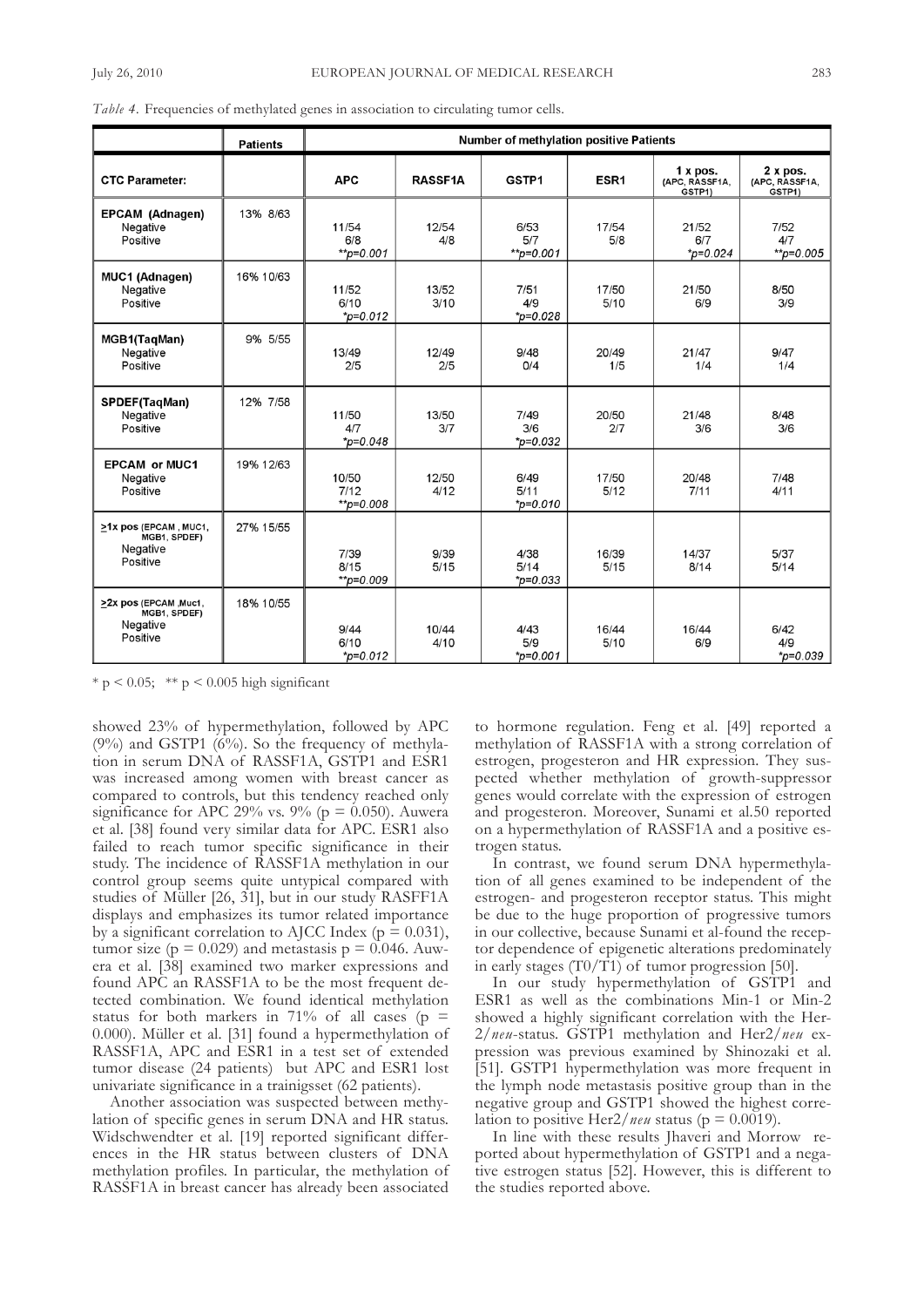*Table 4.* Frequencies of methylated genes in association to circulating tumor cells.

| | Patients | Number of methylation positive Patients | | | | | |
|---|---|---|---|---|---|---|---|
| **CTC Parameter:** | | **APC** | **RASSF1A** | **GSTP1** | **ESR1** | **1 x pos. (APC, RASSF1A, GSTP1)** | **2 x pos. (APC, RASSF1A, GSTP1)** |
| **EPCAM (Adnagen)** | 13% 8/63 | | | | | | |
| Negative | | 11/54 | 12/54 | 6/53 | 17/54 | 21/52 | 7/52 |
| Positive | | 6/8 | 4/8 | 5/7 | 5/8 | 6/7 | 4/7 |
| | | **p=0.001 | | **p=0.001 | | *p=0.024 | **p=0.005 |
| **MUC1 (Adnagen)** | 16% 10/63 | | | | | | |
| Negative | | 11/52 | 13/52 | 7/51 | 17/50 | 21/50 | 8/50 |
| Positive | | 6/10 | 3/10 | 4/9 | 5/10 | 6/9 | 3/9 |
| | | *p=0.012 | | *p=0.028 | | | |
| **MGB1(TaqMan)** | 9% 5/55 | | | | | | |
| Negative | | 13/49 | 12/49 | 9/48 | 20/49 | 21/47 | 9/47 |
| Positive | | 2/5 | 2/5 | 0/4 | 1/5 | 1/4 | 1/4 |
| **SPDEF(TaqMan)** | 12% 7/58 | | | | | | |
| Negative | | 11/50 | 13/50 | 7/49 | 20/50 | 21/48 | 8/48 |
| Positive | | 4/7 | 3/7 | 3/6 | 2/7 | 3/6 | 3/6 |
| | | *p=0.048 | | *p=0.032 | | | |
| **EPCAM or MUC1** | 19% 12/63 | | | | | | |
| Negative | | 10/50 | 12/50 | 6/49 | 17/50 | 20/48 | 7/48 |
| Positive | | 7/12 | 4/12 | 5/11 | 5/12 | 7/11 | 4/11 |
| | | **p=0.008 | | *p=0.010 | | | |
| **≥1x pos** (EPCAM, MUC1, MGB1, SPDEF) | 27% 15/55 | | | | | | |
| Negative | | 7/39 | 9/39 | 4/38 | 16/39 | 14/37 | 5/37 |
| Positive | | 8/15 | 5/15 | 5/14 | 5/15 | 8/14 | 5/14 |
| | | **p=0.009 | | *p=0.033 | | | |
| **≥2x pos** (EPCAM, Muc1, MGB1, SPDEF) | 18% 10/55 | | | | | | |
| Negative | | 9/44 | 10/44 | 4/43 | 16/44 | 16/44 | 6/42 |
| Positive | | 6/10 | 4/10 | 5/9 | 5/10 | 6/9 | 4/9 |
| | | *p=0.012 | | *p=0.001 | | | *p=0.039 |

\* $p < 0.05$; \*\* $p < 0.005$ high significant

showed 23% of hypermethylation, followed by APC (9%) and GSTP1 (6%). So the frequency of methylation in serum DNA of RASSF1A, GSTP1 and ESR1 was increased among women with breast cancer as compared to controls, but this tendency reached only significance for APC 29% vs. 9% ($p = 0.050$). Auwera et al. [38] found very similar data for APC. ESR1 also failed to reach tumor specific significance in their study. The incidence of RASSF1A methylation in our control group seems quite untypical compared with studies of Müller [26, 31], but in our study RASFF1A displays and emphasizes its tumor related importance by a significant correlation to AJCC Index ($p = 0.031$), tumor size ($p = 0.029$) and metastasis $p = 0.046$. Auwera et al. [38] examined two marker expressions and found APC an RASSF1A to be the most frequent detected combination. We found identical methylation status for both markers in 71% of all cases ($p = 0.000$). Müller et al. [31] found a hypermethylation of RASSF1A, APC and ESR1 in a test set of extended tumor disease (24 patients) but APC and ESR1 lost univariate significance in a trainigsset (62 patients).

Another association was suspected between methylation of specific genes in serum DNA and HR status. Widschwendter et al. [19] reported significant differences in the HR status between clusters of DNA methylation profiles. In particular, the methylation of RASSF1A in breast cancer has already been associated to hormone regulation. Feng et al. [49] reported a methylation of RASSF1A with a strong correlation of estrogen, progesteron and HR expression. They suspected whether methylation of growth-suppressor genes would correlate with the expression of estrogen and progesteron. Moreover, Sunami et al.50 reported on a hypermethylation of RASSF1A and a positive estrogen status.

In contrast, we found serum DNA hypermethylation of all genes examined to be independent of the estrogen- and progesteron receptor status. This might be due to the huge proportion of progressive tumors in our collective, because Sunami et al-found the receptor dependence of epigenetic alterations predominately in early stages (T0/T1) of tumor progression [50].

In our study hypermethylation of GSTP1 and ESR1 as well as the combinations Min-1 or Min-2 showed a highly significant correlation with the Her-2/*neu*-status. GSTP1 methylation and Her2/*neu* expression was previous examined by Shinozaki et al. [51]. GSTP1 hypermethylation was more frequent in the lymph node metastasis positive group than in the negative group and GSTP1 showed the highest correlation to positive Her2/*neu* status ($p = 0.0019$).

In line with these results Jhaveri and Morrow reported about hypermethylation of GSTP1 and a negative estrogen status [52]. However, this is different to the studies reported above.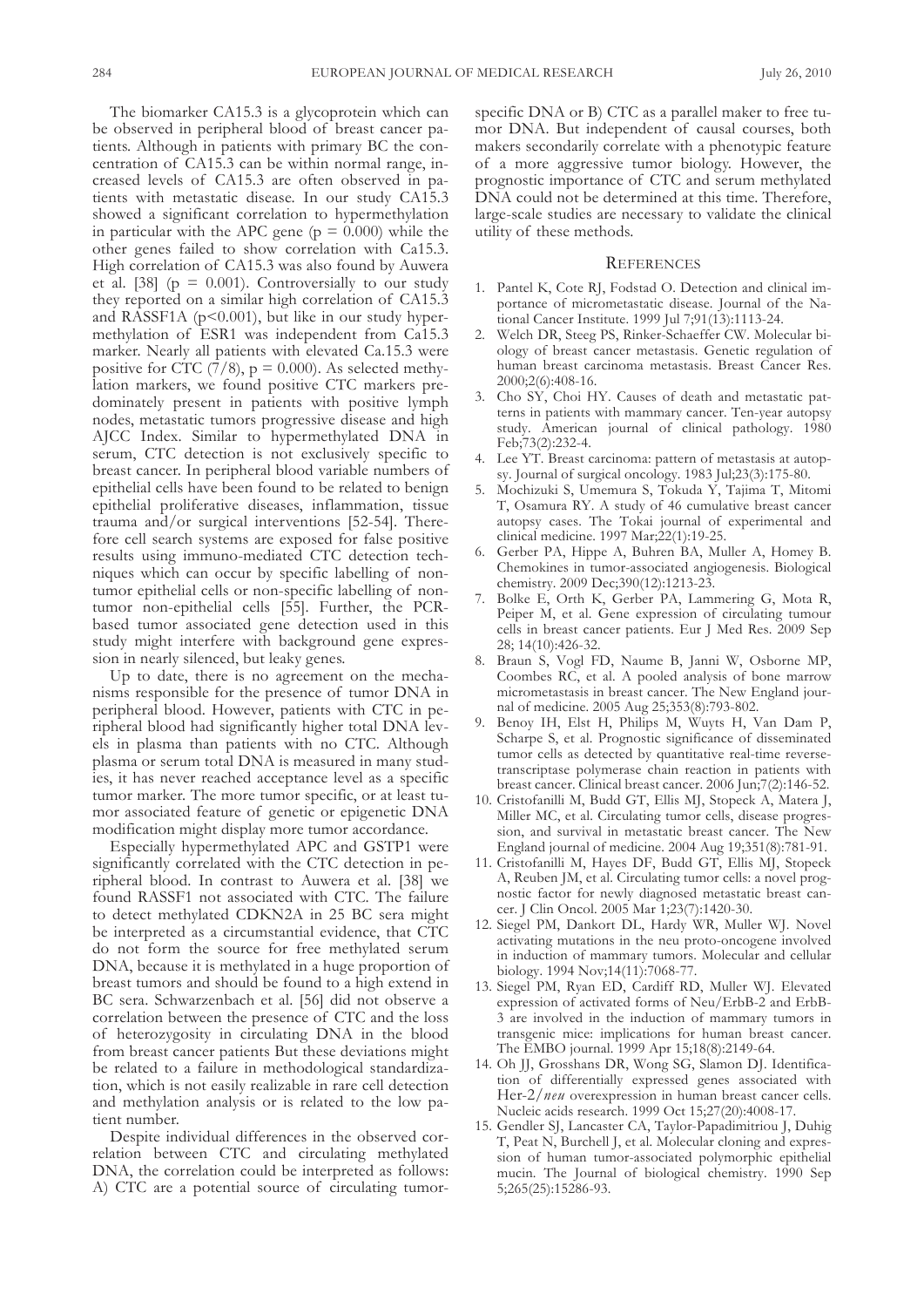The biomarker CA15.3 is a glycoprotein which can be observed in peripheral blood of breast cancer patients. Although in patients with primary BC the concentration of CA15.3 can be within normal range, increased levels of CA15.3 are often observed in patients with metastatic disease. In our study CA15.3 showed a significant correlation to hypermethylation in particular with the APC gene ($p = 0.000$) while the other genes failed to show correlation with Ca15.3. High correlation of CA15.3 was also found by Auwera et al. [38] ($p = 0.001$). Controversially to our study they reported on a similar high correlation of CA15.3 and RASSF1A ($p<0.001$), but like in our study hypermethylation of ESR1 was independent from Ca15.3 marker. Nearly all patients with elevated Ca.15.3 were positive for CTC (7/8), $p = 0.000$). As selected methylation markers, we found positive CTC markers predominately present in patients with positive lymph nodes, metastatic tumors progressive disease and high AJCC Index. Similar to hypermethylated DNA in serum, CTC detection is not exclusively specific to breast cancer. In peripheral blood variable numbers of epithelial cells have been found to be related to benign epithelial proliferative diseases, inflammation, tissue trauma and/or surgical interventions [52-54]. Therefore cell search systems are exposed for false positive results using immuno-mediated CTC detection techniques which can occur by specific labelling of non-tumor epithelial cells or non-specific labelling of non-tumor non-epithelial cells [55]. Further, the PCR-based tumor associated gene detection used in this study might interfere with background gene expression in nearly silenced, but leaky genes.

Up to date, there is no agreement on the mechanisms responsible for the presence of tumor DNA in peripheral blood. However, patients with CTC in peripheral blood had significantly higher total DNA levels in plasma than patients with no CTC. Although plasma or serum total DNA is measured in many studies, it has never reached acceptance level as a specific tumor marker. The more tumor specific, or at least tumor associated feature of genetic or epigenetic DNA modification might display more tumor accordance.

Especially hypermethylated APC and GSTP1 were significantly correlated with the CTC detection in peripheral blood. In contrast to Auwera et al. [38] we found RASSF1 not associated with CTC. The failure to detect methylated CDKN2A in 25 BC sera might be interpreted as a circumstantial evidence, that CTC do not form the source for free methylated serum DNA, because it is methylated in a huge proportion of breast tumors and should be found to a high extend in BC sera. Schwarzenbach et al. [56] did not observe a correlation between the presence of CTC and the loss of heterozygosity in circulating DNA in the blood from breast cancer patients But these deviations might be related to a failure in methodological standardization, which is not easily realizable in rare cell detection and methylation analysis or is related to the low patient number.

Despite individual differences in the observed correlation between CTC and circulating methylated DNA, the correlation could be interpreted as follows: A) CTC are a potential source of circulating tumor-specific DNA or B) CTC as a parallel maker to free tumor DNA. But independent of causal courses, both makers secondarily correlate with a phenotypic feature of a more aggressive tumor biology. However, the prognostic importance of CTC and serum methylated DNA could not be determined at this time. Therefore, large-scale studies are necessary to validate the clinical utility of these methods.

## References

1. Pantel K, Cote RJ, Fodstad O. Detection and clinical importance of micrometastatic disease. Journal of the National Cancer Institute. 1999 Jul 7;91(13):1113-24.
2. Welch DR, Steeg PS, Rinker-Schaeffer CW. Molecular biology of breast cancer metastasis. Genetic regulation of human breast carcinoma metastasis. Breast Cancer Res. 2000;2(6):408-16.
3. Cho SY, Choi HY. Causes of death and metastatic patterns in patients with mammary cancer. Ten-year autopsy study. American journal of clinical pathology. 1980 Feb;73(2):232-4.
4. Lee YT. Breast carcinoma: pattern of metastasis at autopsy. Journal of surgical oncology. 1983 Jul;23(3):175-80.
5. Mochizuki S, Umemura S, Tokuda Y, Tajima T, Mitomi T, Osamura RY. A study of 46 cumulative breast cancer autopsy cases. The Tokai journal of experimental and clinical medicine. 1997 Mar;22(1):19-25.
6. Gerber PA, Hippe A, Buhren BA, Muller A, Homey B. Chemokines in tumor-associated angiogenesis. Biological chemistry. 2009 Dec;390(12):1213-23.
7. Bolke E, Orth K, Gerber PA, Lammering G, Mota R, Peiper M, et al. Gene expression of circulating tumour cells in breast cancer patients. Eur J Med Res. 2009 Sep 28; 14(10):426-32.
8. Braun S, Vogl FD, Naume B, Janni W, Osborne MP, Coombes RC, et al. A pooled analysis of bone marrow micrometastasis in breast cancer. The New England journal of medicine. 2005 Aug 25;353(8):793-802.
9. Benoy IH, Elst H, Philips M, Wuyts H, Van Dam P, Scharpe S, et al. Prognostic significance of disseminated tumor cells as detected by quantitative real-time reverse-transcriptase polymerase chain reaction in patients with breast cancer. Clinical breast cancer. 2006 Jun;7(2):146-52.
10. Cristofanilli M, Budd GT, Ellis MJ, Stopeck A, Matera J, Miller MC, et al. Circulating tumor cells, disease progression, and survival in metastatic breast cancer. The New England journal of medicine. 2004 Aug 19;351(8):781-91.
11. Cristofanilli M, Hayes DF, Budd GT, Ellis MJ, Stopeck A, Reuben JM, et al. Circulating tumor cells: a novel prognostic factor for newly diagnosed metastatic breast cancer. J Clin Oncol. 2005 Mar 1;23(7):1420-30.
12. Siegel PM, Dankort DL, Hardy WR, Muller WJ. Novel activating mutations in the neu proto-oncogene involved in induction of mammary tumors. Molecular and cellular biology. 1994 Nov;14(11):7068-77.
13. Siegel PM, Ryan ED, Cardiff RD, Muller WJ. Elevated expression of activated forms of Neu/ErbB-2 and ErbB-3 are involved in the induction of mammary tumors in transgenic mice: implications for human breast cancer. The EMBO journal. 1999 Apr 15;18(8):2149-64.
14. Oh JJ, Grosshans DR, Wong SG, Slamon DJ. Identification of differentially expressed genes associated with Her-2/*neu* overexpression in human breast cancer cells. Nucleic acids research. 1999 Oct 15;27(20):4008-17.
15. Gendler SJ, Lancaster CA, Taylor-Papadimitriou J, Duhig T, Peat N, Burchell J, et al. Molecular cloning and expression of human tumor-associated polymorphic epithelial mucin. The Journal of biological chemistry. 1990 Sep 5;265(25):15286-93.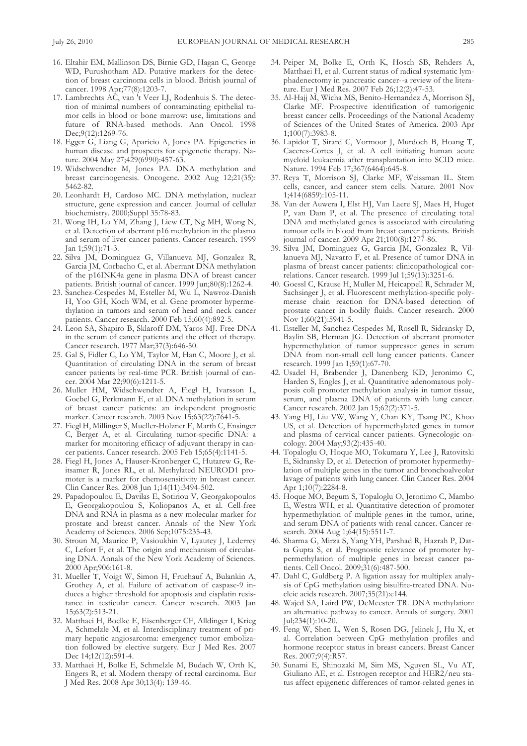16. Eltahir EM, Mallinson DS, Birnie GD, Hagan C, George WD, Purushotham AD. Putative markers for the detection of breast carcinoma cells in blood. British journal of cancer. 1998 Apr;77(8):1203-7.
17. Lambrechts AC, van 't Veer LJ, Rodenhuis S. The detection of minimal numbers of contaminating epithelial tumor cells in blood or bone marrow: use, limitations and future of RNA-based methods. Ann Oncol. 1998 Dec;9(12):1269-76.
18. Egger G, Liang G, Aparicio A, Jones PA. Epigenetics in human disease and prospects for epigenetic therapy. Nature. 2004 May 27;429(6990):457-63.
19. Widschwendter M, Jones PA. DNA methylation and breast carcinogenesis. Oncogene. 2002 Aug 12;21(35): 5462-82.
20. Leonhardt H, Cardoso MC. DNA methylation, nuclear structure, gene expression and cancer. Journal of cellular biochemistry. 2000;Suppl 35:78-83.
21. Wong IH, Lo YM, Zhang J, Liew CT, Ng MH, Wong N, et al. Detection of aberrant p16 methylation in the plasma and serum of liver cancer patients. Cancer research. 1999 Jan 1;59(1):71-3.
22. Silva JM, Dominguez G, Villanueva MJ, Gonzalez R, Garcia JM, Corbacho C, et al. Aberrant DNA methylation of the p16INK4a gene in plasma DNA of breast cancer patients. British journal of cancer. 1999 Jun;80(8):1262-4.
23. Sanchez-Cespedes M, Esteller M, Wu L, Nawroz-Danish H, Yoo GH, Koch WM, et al. Gene promoter hypermethylation in tumors and serum of head and neck cancer patients. Cancer research. 2000 Feb 15;60(4):892-5.
24. Leon SA, Shapiro B, Sklaroff DM, Yaros MJ. Free DNA in the serum of cancer patients and the effect of therapy. Cancer research. 1977 Mar;37(3):646-50.
25. Gal S, Fidler C, Lo YM, Taylor M, Han C, Moore J, et al. Quantitation of circulating DNA in the serum of breast cancer patients by real-time PCR. British journal of cancer. 2004 Mar 22;90(6):1211-5.
26. Muller HM, Widschwendter A, Fiegl H, Ivarsson L, Goebel G, Perkmann E, et al. DNA methylation in serum of breast cancer patients: an independent prognostic marker. Cancer research. 2003 Nov 15;63(22):7641-5.
27. Fiegl H, Millinger S, Mueller-Holzner E, Marth C, Ensinger C, Berger A, et al. Circulating tumor-specific DNA: a marker for monitoring efficacy of adjuvant therapy in cancer patients. Cancer research. 2005 Feb 15;65(4):1141-5.
28. Fiegl H, Jones A, Hauser-Kronberger C, Hutarew G, Reitsamer R, Jones RL, et al. Methylated NEUROD1 promoter is a marker for chemosensitivity in breast cancer. Clin Cancer Res. 2008 Jun 1;14(11):3494-502.
29. Papadopoulou E, Davilas E, Sotiriou V, Georgakopoulos E, Georgakopoulou S, Koliopanos A, et al. Cell-free DNA and RNA in plasma as a new molecular marker for prostate and breast cancer. Annals of the New York Academy of Sciences. 2006 Sep;1075:235-43.
30. Stroun M, Maurice P, Vasioukhin V, Lyautey J, Lederrey C, Lefort F, et al. The origin and mechanism of circulating DNA. Annals of the New York Academy of Sciences. 2000 Apr;906:161-8.
31. Mueller T, Voigt W, Simon H, Fruehauf A, Bulankin A, Grothey A, et al. Failure of activation of caspase-9 induces a higher threshold for apoptosis and cisplatin resistance in testicular cancer. Cancer research. 2003 Jan 15;63(2):513-21.
32. Matthaei H, Boelke E, Eisenberger CF, Alldinger I, Krieg A, Schmelzle M, et al. Interdisciplinary treatment of primary hepatic angiosarcoma: emergency tumor embolization followed by elective surgery. Eur J Med Res. 2007 Dec 14;12(12):591-4.
33. Matthaei H, Bolke E, Schmelzle M, Budach W, Orth K, Engers R, et al. Modern therapy of rectal carcinoma. Eur J Med Res. 2008 Apr 30;13(4): 139-46.
34. Peiper M, Bolke E, Orth K, Hosch SB, Rehders A, Matthaei H, et al. Current status of radical systematic lymphadenectomy in pancreatic cancer--a review of the literature. Eur J Med Res. 2007 Feb 26;12(2):47-53.
35. Al-Hajj M, Wicha MS, Benito-Hernandez A, Morrison SJ, Clarke MF. Prospective identification of tumorigenic breast cancer cells. Proceedings of the National Academy of Sciences of the United States of America. 2003 Apr 1;100(7):3983-8.
36. Lapidot T, Sirard C, Vormoor J, Murdoch B, Hoang T, Caceres-Cortes J, et al. A cell initiating human acute myeloid leukaemia after transplantation into SCID mice. Nature. 1994 Feb 17;367(6464):645-8.
37. Reya T, Morrison SJ, Clarke MF, Weissman IL. Stem cells, cancer, and cancer stem cells. Nature. 2001 Nov 1;414(6859):105-11.
38. Van der Auwera I, Elst HJ, Van Laere SJ, Maes H, Huget P, van Dam P, et al. The presence of circulating total DNA and methylated genes is associated with circulating tumour cells in blood from breast cancer patients. British journal of cancer. 2009 Apr 21;100(8):1277-86.
39. Silva JM, Dominguez G, Garcia JM, Gonzalez R, Villanueva MJ, Navarro F, et al. Presence of tumor DNA in plasma of breast cancer patients: clinicopathological correlations. Cancer research. 1999 Jul 1;59(13):3251-6.
40. Goessl C, Krause H, Muller M, Heicappell R, Schrader M, Sachsinger J, et al. Fluorescent methylation-specific polymerase chain reaction for DNA-based detection of prostate cancer in bodily fluids. Cancer research. 2000 Nov 1;60(21):5941-5.
41. Esteller M, Sanchez-Cespedes M, Rosell R, Sidransky D, Baylin SB, Herman JG. Detection of aberrant promoter hypermethylation of tumor suppressor genes in serum DNA from non-small cell lung cancer patients. Cancer research. 1999 Jan 1;59(1):67-70.
42. Usadel H, Brabender J, Danenberg KD, Jeronimo C, Harden S, Engles J, et al. Quantitative adenomatous polyposis coli promoter methylation analysis in tumor tissue, serum, and plasma DNA of patients with lung cancer. Cancer research. 2002 Jan 15;62(2):371-5.
43. Yang HJ, Liu VW, Wang Y, Chan KY, Tsang PC, Khoo US, et al. Detection of hypermethylated genes in tumor and plasma of cervical cancer patients. Gynecologic oncology. 2004 May;93(2):435-40.
44. Topaloglu O, Hoque MO, Tokumaru Y, Lee J, Ratovitski E, Sidransky D, et al. Detection of promoter hypermethylation of multiple genes in the tumor and bronchoalveolar lavage of patients with lung cancer. Clin Cancer Res. 2004 Apr 1;10(7):2284-8.
45. Hoque MO, Begum S, Topaloglu O, Jeronimo C, Mambo E, Westra WH, et al. Quantitative detection of promoter hypermethylation of multiple genes in the tumor, urine, and serum DNA of patients with renal cancer. Cancer research. 2004 Aug 1;64(15):5511-7.
46. Sharma G, Mirza S, Yang YH, Parshad R, Hazrah P, Datta Gupta S, et al. Prognostic relevance of promoter hypermethylation of multiple genes in breast cancer patients. Cell Oncol. 2009;31(6):487-500.
47. Dahl C, Guldberg P. A ligation assay for multiplex analysis of CpG methylation using bisulfite-treated DNA. Nucleic acids research. 2007;35(21):e144.
48. Wajed SA, Laird PW, DeMeester TR. DNA methylation: an alternative pathway to cancer. Annals of surgery. 2001 Jul;234(1):10-20.
49. Feng W, Shen L, Wen S, Rosen DG, Jelinek J, Hu X, et al. Correlation between CpG methylation profiles and hormone receptor status in breast cancers. Breast Cancer Res. 2007;9(4):R57.
50. Sunami E, Shinozaki M, Sim MS, Nguyen SL, Vu AT, Giuliano AE, et al. Estrogen receptor and HER2/neu status affect epigenetic differences of tumor-related genes in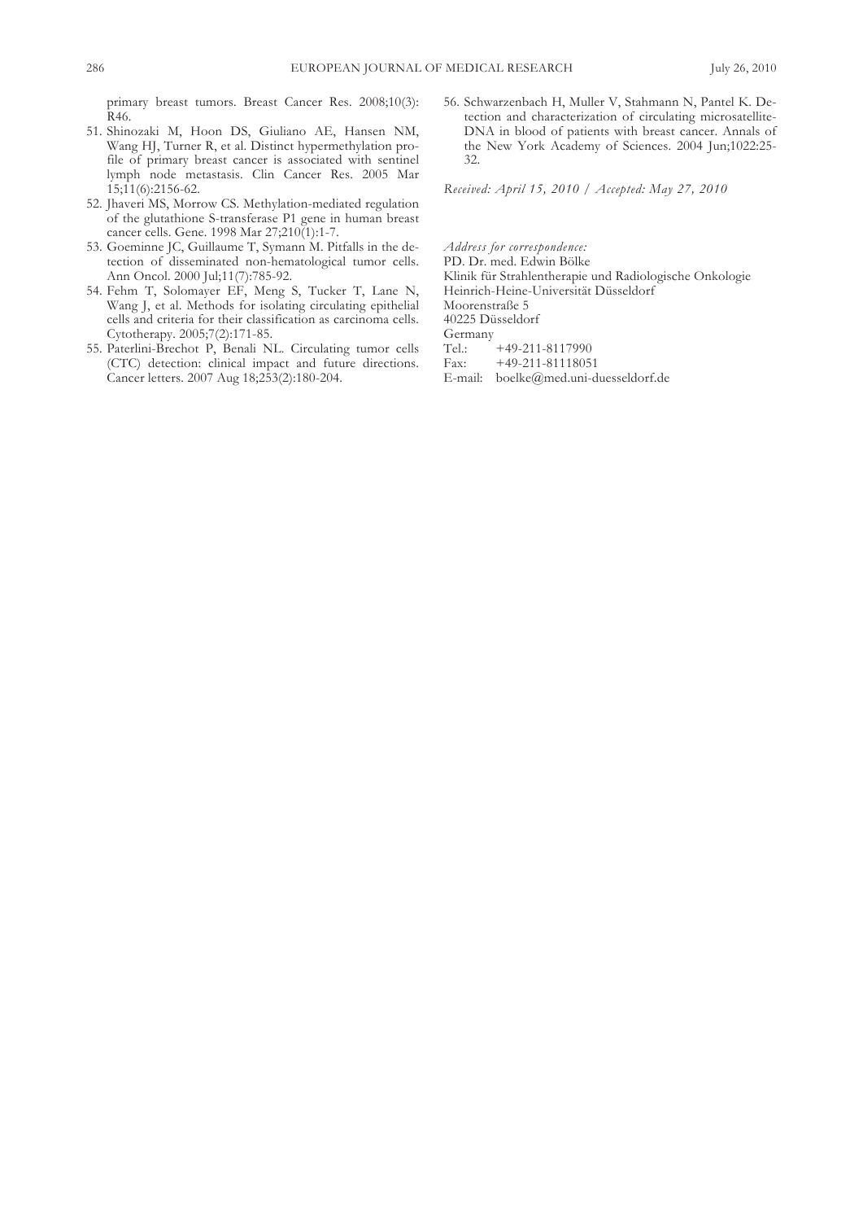primary breast tumors. Breast Cancer Res. 2008;10(3): R46.

51. Shinozaki M, Hoon DS, Giuliano AE, Hansen NM, Wang HJ, Turner R, et al. Distinct hypermethylation profile of primary breast cancer is associated with sentinel lymph node metastasis. Clin Cancer Res. 2005 Mar 15;11(6):2156-62.
52. Jhaveri MS, Morrow CS. Methylation-mediated regulation of the glutathione S-transferase P1 gene in human breast cancer cells. Gene. 1998 Mar 27;210(1):1-7.
53. Goeminne JC, Guillaume T, Symann M. Pitfalls in the detection of disseminated non-hematological tumor cells. Ann Oncol. 2000 Jul;11(7):785-92.
54. Fehm T, Solomayer EF, Meng S, Tucker T, Lane N, Wang J, et al. Methods for isolating circulating epithelial cells and criteria for their classification as carcinoma cells. Cytotherapy. 2005;7(2):171-85.
55. Paterlini-Brechot P, Benali NL. Circulating tumor cells (CTC) detection: clinical impact and future directions. Cancer letters. 2007 Aug 18;253(2):180-204.
56. Schwarzenbach H, Muller V, Stahmann N, Pantel K. Detection and characterization of circulating microsatellite-DNA in blood of patients with breast cancer. Annals of the New York Academy of Sciences. 2004 Jun;1022:25-32.

*Received: April 15, 2010 / Accepted: May 27, 2010*

*Address for correspondence:*
PD. Dr. med. Edwin Bölke
Klinik für Strahlentherapie und Radiologische Onkologie
Heinrich-Heine-Universität Düsseldorf
Moorenstraße 5
40225 Düsseldorf
Germany
Tel.: +49-211-8117990
Fax: +49-211-81118051
E-mail: boelke@med.uni-duesseldorf.de